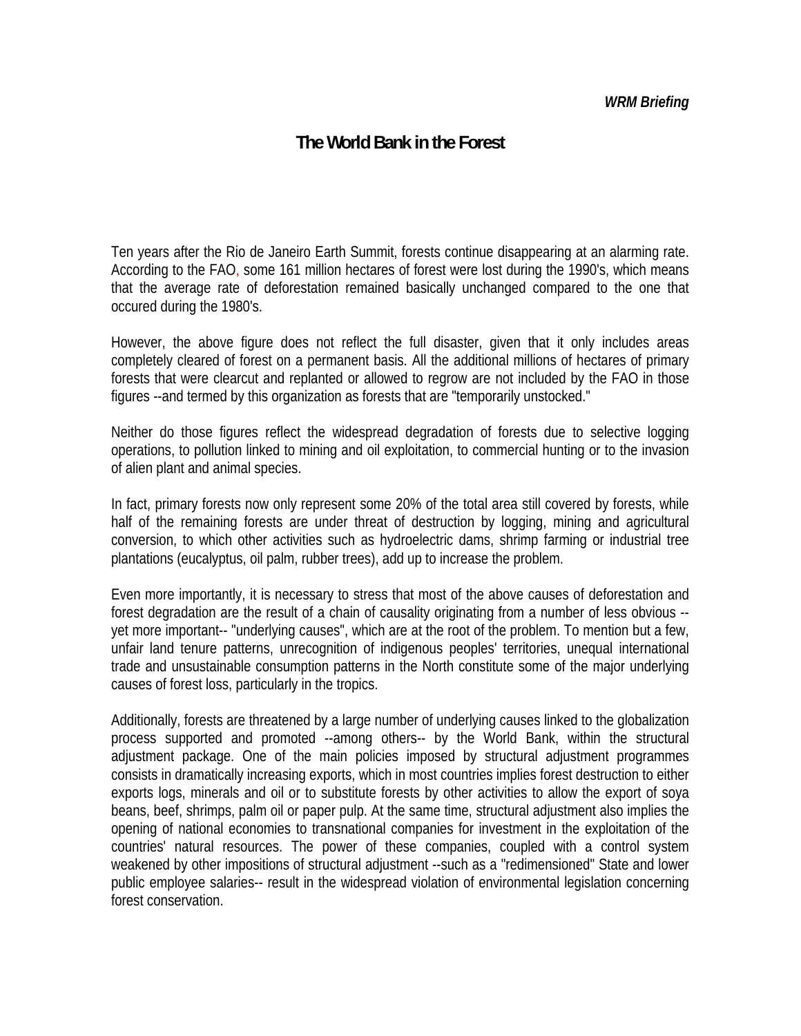*WRM Briefing*

# The World Bank in the Forest

Ten years after the Rio de Janeiro Earth Summit, forests continue disappearing at an alarming rate. According to the FAO, some 161 million hectares of forest were lost during the 1990's, which means that the average rate of deforestation remained basically unchanged compared to the one that occured during the 1980's.

However, the above figure does not reflect the full disaster, given that it only includes areas completely cleared of forest on a permanent basis. All the additional millions of hectares of primary forests that were clearcut and replanted or allowed to regrow are not included by the FAO in those figures --and termed by this organization as forests that are "temporarily unstocked."

Neither do those figures reflect the widespread degradation of forests due to selective logging operations, to pollution linked to mining and oil exploitation, to commercial hunting or to the invasion of alien plant and animal species.

In fact, primary forests now only represent some 20% of the total area still covered by forests, while half of the remaining forests are under threat of destruction by logging, mining and agricultural conversion, to which other activities such as hydroelectric dams, shrimp farming or industrial tree plantations (eucalyptus, oil palm, rubber trees), add up to increase the problem.

Even more importantly, it is necessary to stress that most of the above causes of deforestation and forest degradation are the result of a chain of causality originating from a number of less obvious --yet more important-- "underlying causes", which are at the root of the problem. To mention but a few, unfair land tenure patterns, unrecognition of indigenous peoples' territories, unequal international trade and unsustainable consumption patterns in the North constitute some of the major underlying causes of forest loss, particularly in the tropics.

Additionally, forests are threatened by a large number of underlying causes linked to the globalization process supported and promoted --among others-- by the World Bank, within the structural adjustment package. One of the main policies imposed by structural adjustment programmes consists in dramatically increasing exports, which in most countries implies forest destruction to either exports logs, minerals and oil or to substitute forests by other activities to allow the export of soya beans, beef, shrimps, palm oil or paper pulp. At the same time, structural adjustment also implies the opening of national economies to transnational companies for investment in the exploitation of the countries' natural resources. The power of these companies, coupled with a control system weakened by other impositions of structural adjustment --such as a "redimensioned" State and lower public employee salaries-- result in the widespread violation of environmental legislation concerning forest conservation.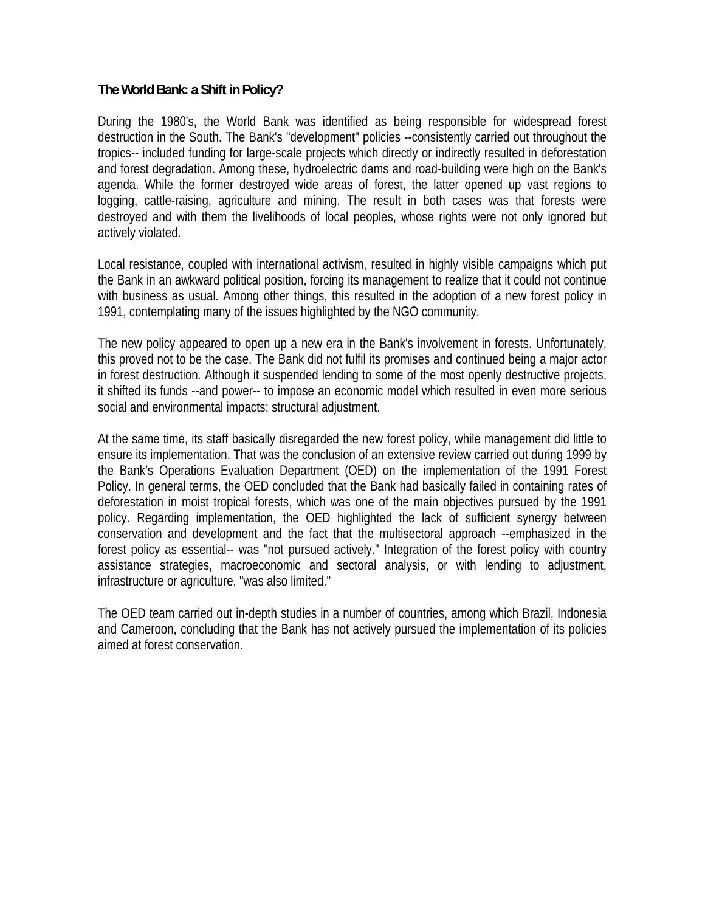**The World Bank: a Shift in Policy?**

During the 1980's, the World Bank was identified as being responsible for widespread forest destruction in the South. The Bank's "development" policies --consistently carried out throughout the tropics-- included funding for large-scale projects which directly or indirectly resulted in deforestation and forest degradation. Among these, hydroelectric dams and road-building were high on the Bank's agenda. While the former destroyed wide areas of forest, the latter opened up vast regions to logging, cattle-raising, agriculture and mining. The result in both cases was that forests were destroyed and with them the livelihoods of local peoples, whose rights were not only ignored but actively violated.

Local resistance, coupled with international activism, resulted in highly visible campaigns which put the Bank in an awkward political position, forcing its management to realize that it could not continue with business as usual. Among other things, this resulted in the adoption of a new forest policy in 1991, contemplating many of the issues highlighted by the NGO community.

The new policy appeared to open up a new era in the Bank's involvement in forests. Unfortunately, this proved not to be the case. The Bank did not fulfil its promises and continued being a major actor in forest destruction. Although it suspended lending to some of the most openly destructive projects, it shifted its funds --and power-- to impose an economic model which resulted in even more serious social and environmental impacts: structural adjustment.

At the same time, its staff basically disregarded the new forest policy, while management did little to ensure its implementation. That was the conclusion of an extensive review carried out during 1999 by the Bank's Operations Evaluation Department (OED) on the implementation of the 1991 Forest Policy. In general terms, the OED concluded that the Bank had basically failed in containing rates of deforestation in moist tropical forests, which was one of the main objectives pursued by the 1991 policy. Regarding implementation, the OED highlighted the lack of sufficient synergy between conservation and development and the fact that the multisectoral approach --emphasized in the forest policy as essential-- was "not pursued actively." Integration of the forest policy with country assistance strategies, macroeconomic and sectoral analysis, or with lending to adjustment, infrastructure or agriculture, "was also limited."

The OED team carried out in-depth studies in a number of countries, among which Brazil, Indonesia and Cameroon, concluding that the Bank has not actively pursued the implementation of its policies aimed at forest conservation.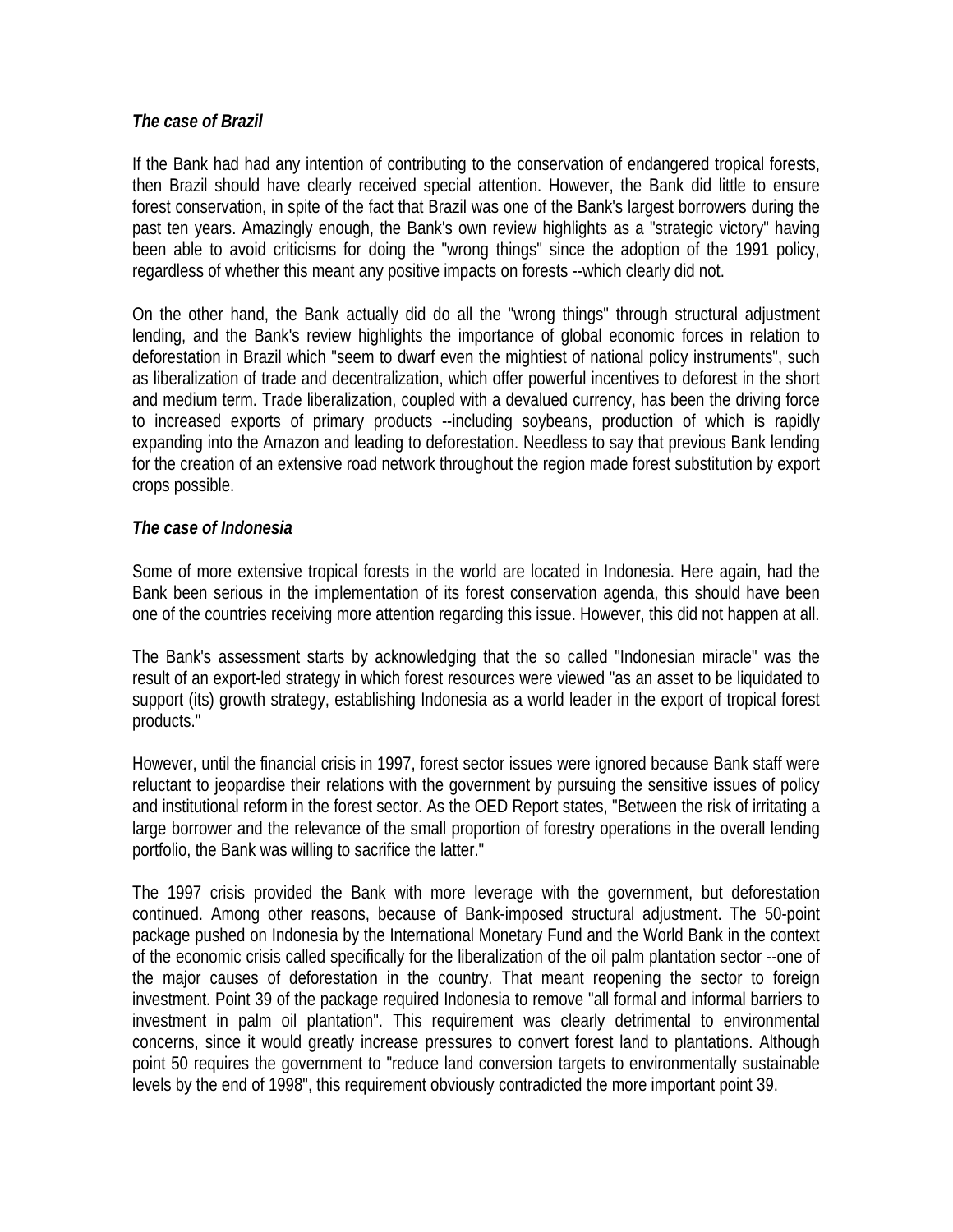*The case of Brazil*

If the Bank had had any intention of contributing to the conservation of endangered tropical forests, then Brazil should have clearly received special attention. However, the Bank did little to ensure forest conservation, in spite of the fact that Brazil was one of the Bank's largest borrowers during the past ten years. Amazingly enough, the Bank's own review highlights as a "strategic victory" having been able to avoid criticisms for doing the "wrong things" since the adoption of the 1991 policy, regardless of whether this meant any positive impacts on forests --which clearly did not.

On the other hand, the Bank actually did do all the "wrong things" through structural adjustment lending, and the Bank's review highlights the importance of global economic forces in relation to deforestation in Brazil which "seem to dwarf even the mightiest of national policy instruments", such as liberalization of trade and decentralization, which offer powerful incentives to deforest in the short and medium term. Trade liberalization, coupled with a devalued currency, has been the driving force to increased exports of primary products --including soybeans, production of which is rapidly expanding into the Amazon and leading to deforestation. Needless to say that previous Bank lending for the creation of an extensive road network throughout the region made forest substitution by export crops possible.

*The case of Indonesia*

Some of more extensive tropical forests in the world are located in Indonesia. Here again, had the Bank been serious in the implementation of its forest conservation agenda, this should have been one of the countries receiving more attention regarding this issue. However, this did not happen at all.

The Bank's assessment starts by acknowledging that the so called "Indonesian miracle" was the result of an export-led strategy in which forest resources were viewed "as an asset to be liquidated to support (its) growth strategy, establishing Indonesia as a world leader in the export of tropical forest products."

However, until the financial crisis in 1997, forest sector issues were ignored because Bank staff were reluctant to jeopardise their relations with the government by pursuing the sensitive issues of policy and institutional reform in the forest sector. As the OED Report states, "Between the risk of irritating a large borrower and the relevance of the small proportion of forestry operations in the overall lending portfolio, the Bank was willing to sacrifice the latter."

The 1997 crisis provided the Bank with more leverage with the government, but deforestation continued. Among other reasons, because of Bank-imposed structural adjustment. The 50-point package pushed on Indonesia by the International Monetary Fund and the World Bank in the context of the economic crisis called specifically for the liberalization of the oil palm plantation sector --one of the major causes of deforestation in the country. That meant reopening the sector to foreign investment. Point 39 of the package required Indonesia to remove "all formal and informal barriers to investment in palm oil plantation". This requirement was clearly detrimental to environmental concerns, since it would greatly increase pressures to convert forest land to plantations. Although point 50 requires the government to "reduce land conversion targets to environmentally sustainable levels by the end of 1998", this requirement obviously contradicted the more important point 39.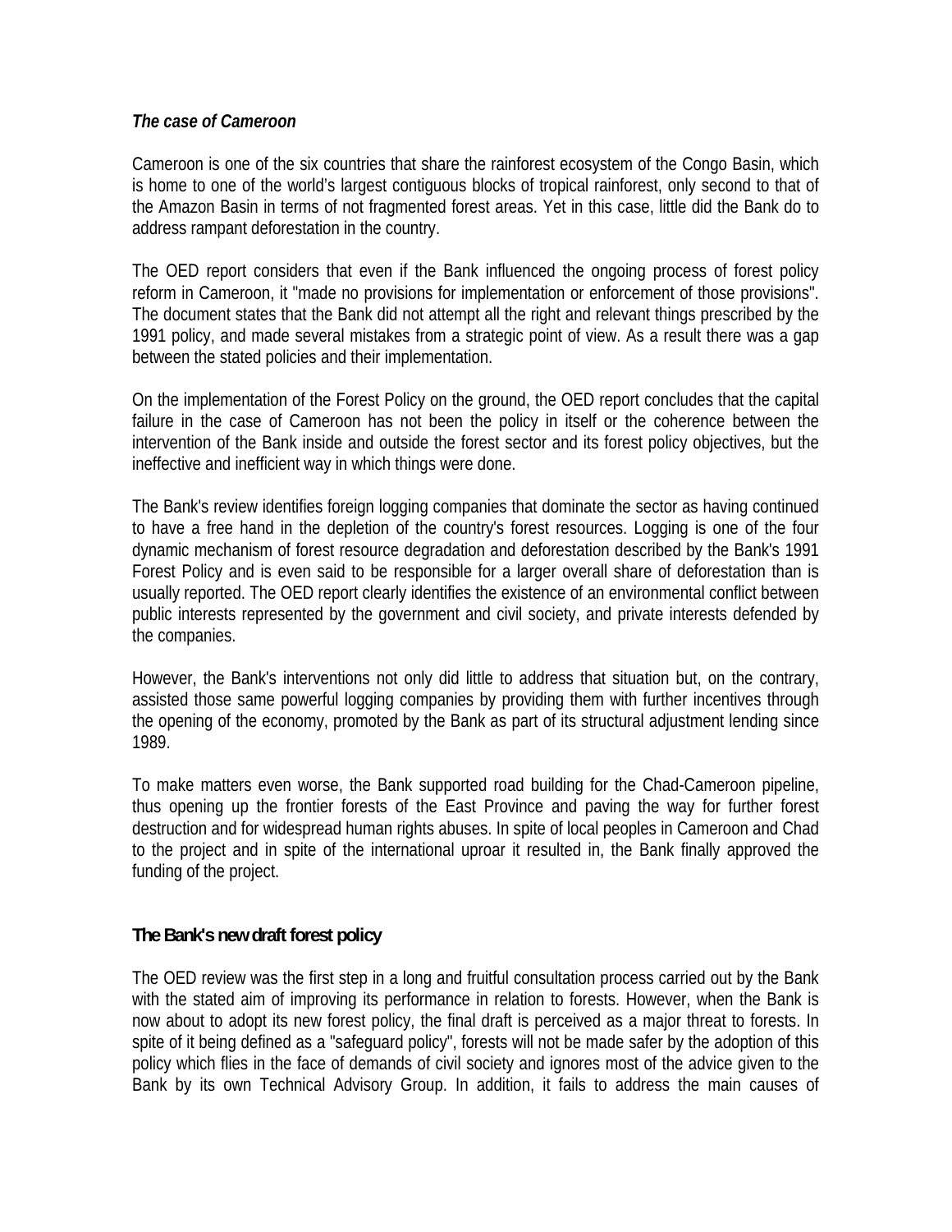***The case of Cameroon***

Cameroon is one of the six countries that share the rainforest ecosystem of the Congo Basin, which is home to one of the world's largest contiguous blocks of tropical rainforest, only second to that of the Amazon Basin in terms of not fragmented forest areas. Yet in this case, little did the Bank do to address rampant deforestation in the country.

The OED report considers that even if the Bank influenced the ongoing process of forest policy reform in Cameroon, it "made no provisions for implementation or enforcement of those provisions". The document states that the Bank did not attempt all the right and relevant things prescribed by the 1991 policy, and made several mistakes from a strategic point of view. As a result there was a gap between the stated policies and their implementation.

On the implementation of the Forest Policy on the ground, the OED report concludes that the capital failure in the case of Cameroon has not been the policy in itself or the coherence between the intervention of the Bank inside and outside the forest sector and its forest policy objectives, but the ineffective and inefficient way in which things were done.

The Bank's review identifies foreign logging companies that dominate the sector as having continued to have a free hand in the depletion of the country's forest resources. Logging is one of the four dynamic mechanism of forest resource degradation and deforestation described by the Bank's 1991 Forest Policy and is even said to be responsible for a larger overall share of deforestation than is usually reported. The OED report clearly identifies the existence of an environmental conflict between public interests represented by the government and civil society, and private interests defended by the companies.

However, the Bank's interventions not only did little to address that situation but, on the contrary, assisted those same powerful logging companies by providing them with further incentives through the opening of the economy, promoted by the Bank as part of its structural adjustment lending since 1989.

To make matters even worse, the Bank supported road building for the Chad-Cameroon pipeline, thus opening up the frontier forests of the East Province and paving the way for further forest destruction and for widespread human rights abuses. In spite of local peoples in Cameroon and Chad to the project and in spite of the international uproar it resulted in, the Bank finally approved the funding of the project.

## The Bank's new draft forest policy

The OED review was the first step in a long and fruitful consultation process carried out by the Bank with the stated aim of improving its performance in relation to forests. However, when the Bank is now about to adopt its new forest policy, the final draft is perceived as a major threat to forests. In spite of it being defined as a "safeguard policy", forests will not be made safer by the adoption of this policy which flies in the face of demands of civil society and ignores most of the advice given to the Bank by its own Technical Advisory Group. In addition, it fails to address the main causes of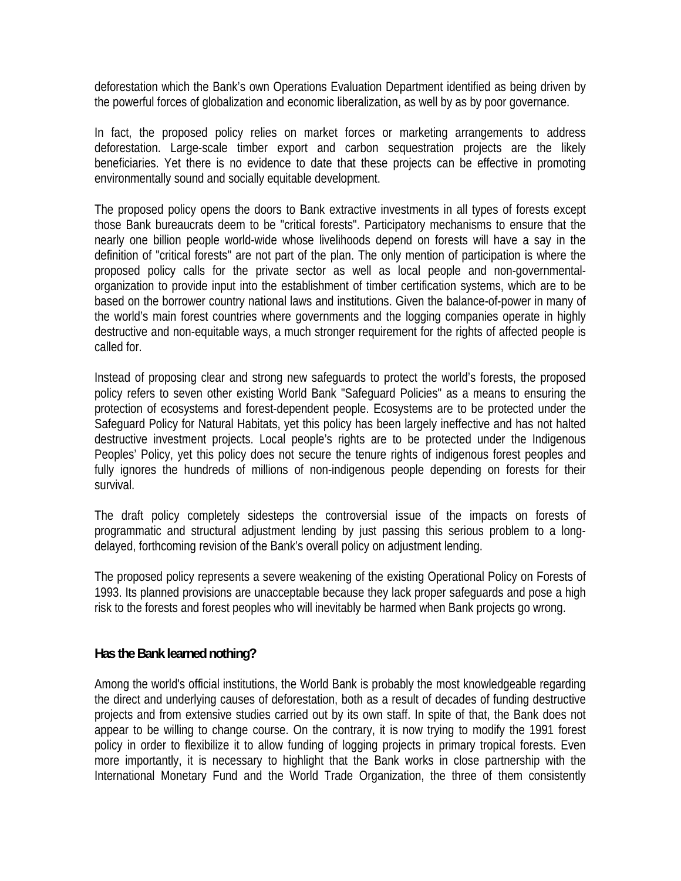deforestation which the Bank's own Operations Evaluation Department identified as being driven by the powerful forces of globalization and economic liberalization, as well by as by poor governance.

In fact, the proposed policy relies on market forces or marketing arrangements to address deforestation. Large-scale timber export and carbon sequestration projects are the likely beneficiaries. Yet there is no evidence to date that these projects can be effective in promoting environmentally sound and socially equitable development.

The proposed policy opens the doors to Bank extractive investments in all types of forests except those Bank bureaucrats deem to be "critical forests". Participatory mechanisms to ensure that the nearly one billion people world-wide whose livelihoods depend on forests will have a say in the definition of "critical forests" are not part of the plan. The only mention of participation is where the proposed policy calls for the private sector as well as local people and non-governmental-organization to provide input into the establishment of timber certification systems, which are to be based on the borrower country national laws and institutions. Given the balance-of-power in many of the world's main forest countries where governments and the logging companies operate in highly destructive and non-equitable ways, a much stronger requirement for the rights of affected people is called for.

Instead of proposing clear and strong new safeguards to protect the world's forests, the proposed policy refers to seven other existing World Bank "Safeguard Policies" as a means to ensuring the protection of ecosystems and forest-dependent people. Ecosystems are to be protected under the Safeguard Policy for Natural Habitats, yet this policy has been largely ineffective and has not halted destructive investment projects. Local people's rights are to be protected under the Indigenous Peoples' Policy, yet this policy does not secure the tenure rights of indigenous forest peoples and fully ignores the hundreds of millions of non-indigenous people depending on forests for their survival.

The draft policy completely sidesteps the controversial issue of the impacts on forests of programmatic and structural adjustment lending by just passing this serious problem to a long-delayed, forthcoming revision of the Bank's overall policy on adjustment lending.

The proposed policy represents a severe weakening of the existing Operational Policy on Forests of 1993. Its planned provisions are unacceptable because they lack proper safeguards and pose a high risk to the forests and forest peoples who will inevitably be harmed when Bank projects go wrong.

**Has the Bank learned nothing?**

Among the world's official institutions, the World Bank is probably the most knowledgeable regarding the direct and underlying causes of deforestation, both as a result of decades of funding destructive projects and from extensive studies carried out by its own staff. In spite of that, the Bank does not appear to be willing to change course. On the contrary, it is now trying to modify the 1991 forest policy in order to flexibilize it to allow funding of logging projects in primary tropical forests. Even more importantly, it is necessary to highlight that the Bank works in close partnership with the International Monetary Fund and the World Trade Organization, the three of them consistently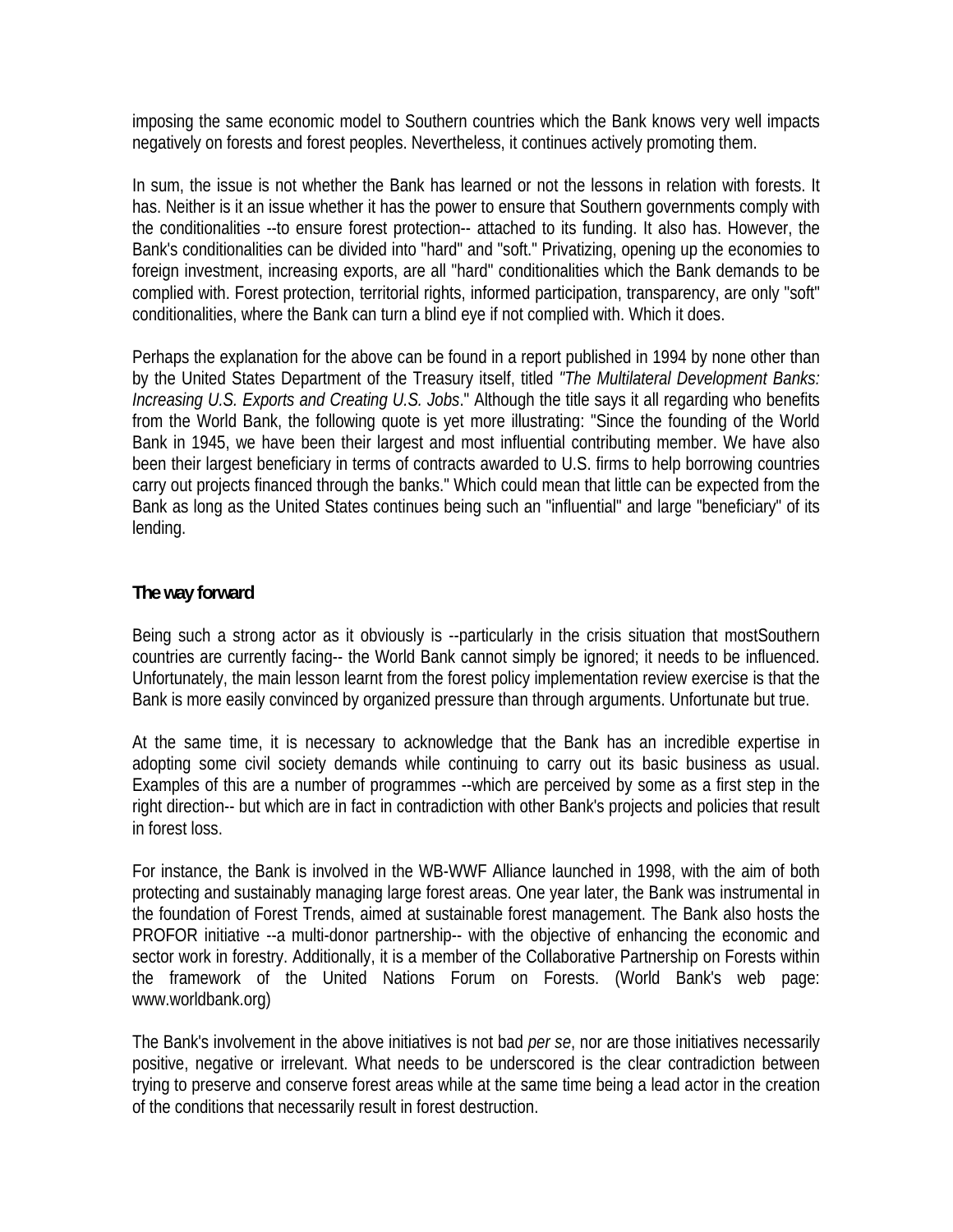imposing the same economic model to Southern countries which the Bank knows very well impacts negatively on forests and forest peoples. Nevertheless, it continues actively promoting them.

In sum, the issue is not whether the Bank has learned or not the lessons in relation with forests. It has. Neither is it an issue whether it has the power to ensure that Southern governments comply with the conditionalities --to ensure forest protection-- attached to its funding. It also has. However, the Bank's conditionalities can be divided into "hard" and "soft." Privatizing, opening up the economies to foreign investment, increasing exports, are all "hard" conditionalities which the Bank demands to be complied with. Forest protection, territorial rights, informed participation, transparency, are only "soft" conditionalities, where the Bank can turn a blind eye if not complied with. Which it does.

Perhaps the explanation for the above can be found in a report published in 1994 by none other than by the United States Department of the Treasury itself, titled *"The Multilateral Development Banks: Increasing U.S. Exports and Creating U.S. Jobs*." Although the title says it all regarding who benefits from the World Bank, the following quote is yet more illustrating: "Since the founding of the World Bank in 1945, we have been their largest and most influential contributing member. We have also been their largest beneficiary in terms of contracts awarded to U.S. firms to help borrowing countries carry out projects financed through the banks." Which could mean that little can be expected from the Bank as long as the United States continues being such an "influential" and large "beneficiary" of its lending.

**The way forward**

Being such a strong actor as it obviously is --particularly in the crisis situation that mostSouthern countries are currently facing-- the World Bank cannot simply be ignored; it needs to be influenced. Unfortunately, the main lesson learnt from the forest policy implementation review exercise is that the Bank is more easily convinced by organized pressure than through arguments. Unfortunate but true.

At the same time, it is necessary to acknowledge that the Bank has an incredible expertise in adopting some civil society demands while continuing to carry out its basic business as usual. Examples of this are a number of programmes --which are perceived by some as a first step in the right direction-- but which are in fact in contradiction with other Bank's projects and policies that result in forest loss.

For instance, the Bank is involved in the WB-WWF Alliance launched in 1998, with the aim of both protecting and sustainably managing large forest areas. One year later, the Bank was instrumental in the foundation of Forest Trends, aimed at sustainable forest management. The Bank also hosts the PROFOR initiative --a multi-donor partnership-- with the objective of enhancing the economic and sector work in forestry. Additionally, it is a member of the Collaborative Partnership on Forests within the framework of the United Nations Forum on Forests. (World Bank's web page: www.worldbank.org)

The Bank's involvement in the above initiatives is not bad *per se*, nor are those initiatives necessarily positive, negative or irrelevant. What needs to be underscored is the clear contradiction between trying to preserve and conserve forest areas while at the same time being a lead actor in the creation of the conditions that necessarily result in forest destruction.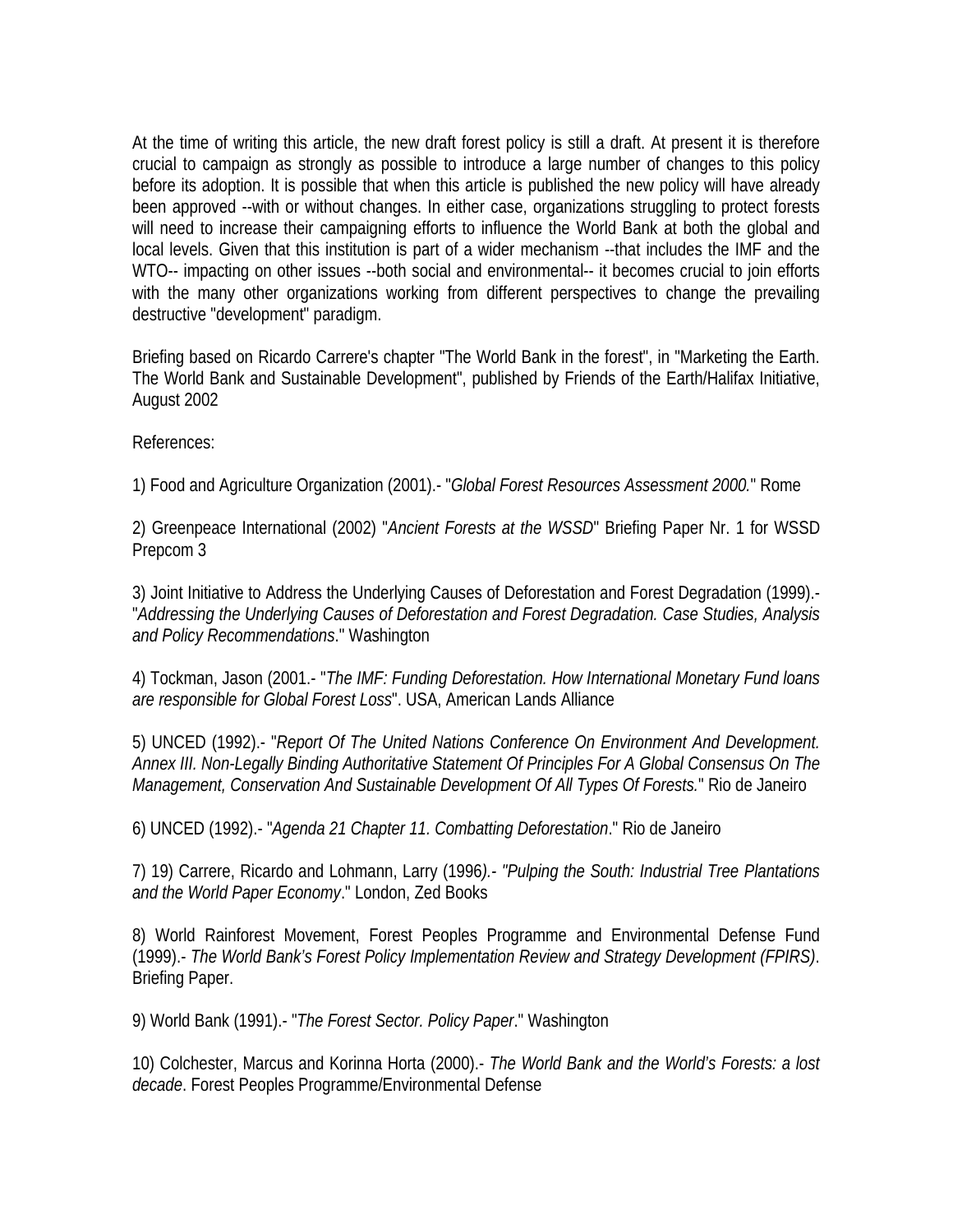At the time of writing this article, the new draft forest policy is still a draft. At present it is therefore crucial to campaign as strongly as possible to introduce a large number of changes to this policy before its adoption. It is possible that when this article is published the new policy will have already been approved --with or without changes. In either case, organizations struggling to protect forests will need to increase their campaigning efforts to influence the World Bank at both the global and local levels. Given that this institution is part of a wider mechanism --that includes the IMF and the WTO-- impacting on other issues --both social and environmental-- it becomes crucial to join efforts with the many other organizations working from different perspectives to change the prevailing destructive "development" paradigm.

Briefing based on Ricardo Carrere's chapter "The World Bank in the forest", in "Marketing the Earth. The World Bank and Sustainable Development", published by Friends of the Earth/Halifax Initiative, August 2002

References:

1) Food and Agriculture Organization (2001).- "*Global Forest Resources Assessment 2000.*" Rome

2) Greenpeace International (2002) "*Ancient Forests at the WSSD*" Briefing Paper Nr. 1 for WSSD Prepcom 3

3) Joint Initiative to Address the Underlying Causes of Deforestation and Forest Degradation (1999).- "*Addressing the Underlying Causes of Deforestation and Forest Degradation. Case Studies, Analysis and Policy Recommendations*." Washington

4) Tockman, Jason (2001.- "*The IMF: Funding Deforestation. How International Monetary Fund loans are responsible for Global Forest Loss*". USA, American Lands Alliance

5) UNCED (1992).- "*Report Of The United Nations Conference On Environment And Development. Annex III. Non-Legally Binding Authoritative Statement Of Principles For A Global Consensus On The Management, Conservation And Sustainable Development Of All Types Of Forests.*" Rio de Janeiro

6) UNCED (1992).- "*Agenda 21 Chapter 11. Combatting Deforestation*." Rio de Janeiro

7) 19) Carrere, Ricardo and Lohmann, Larry (1996*).- "Pulping the South: Industrial Tree Plantations and the World Paper Economy*." London, Zed Books

8) World Rainforest Movement, Forest Peoples Programme and Environmental Defense Fund (1999).- *The World Bank's Forest Policy Implementation Review and Strategy Development (FPIRS)*. Briefing Paper.

9) World Bank (1991).- "*The Forest Sector. Policy Paper*." Washington

10) Colchester, Marcus and Korinna Horta (2000).- *The World Bank and the World's Forests: a lost decade*. Forest Peoples Programme/Environmental Defense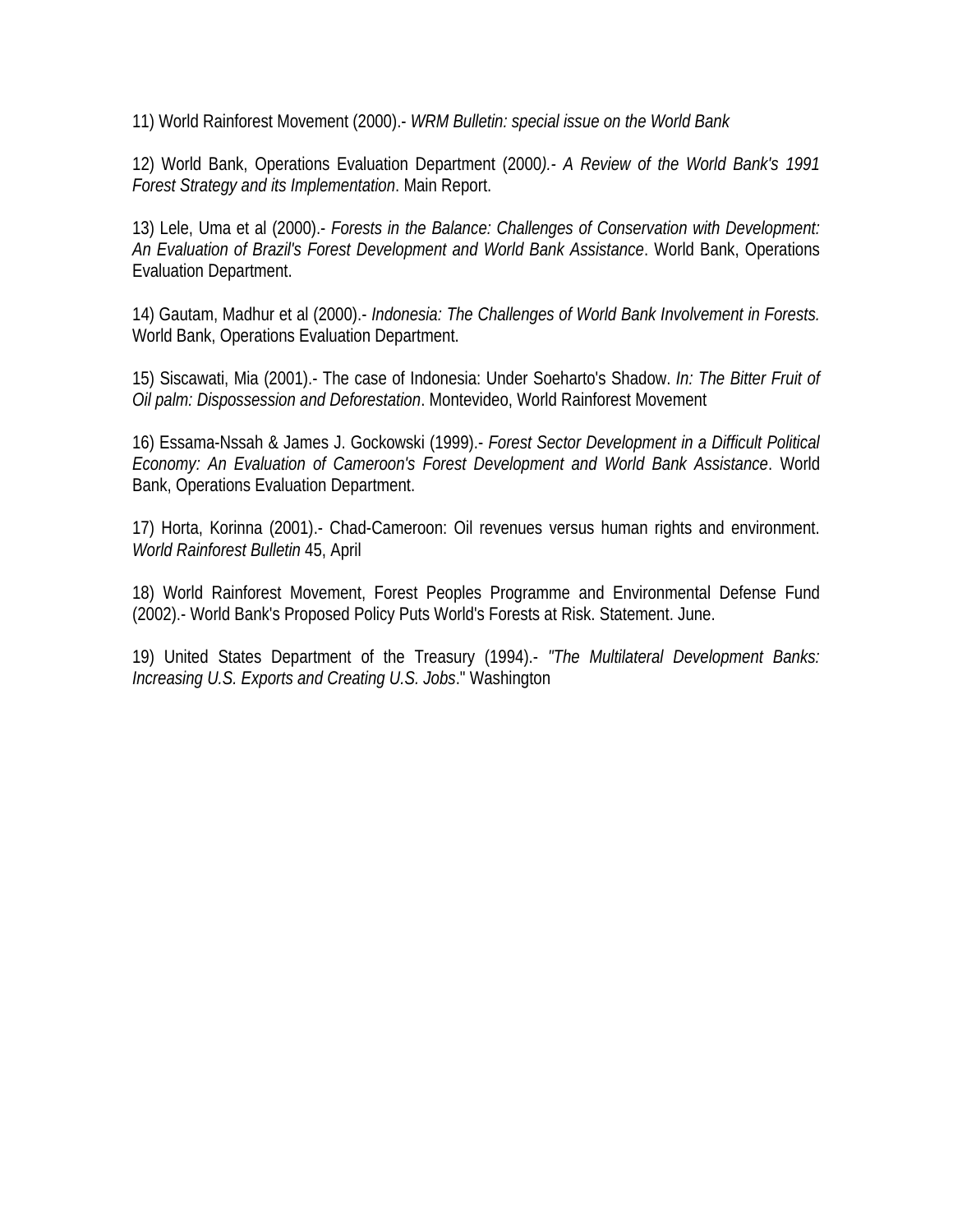11) World Rainforest Movement (2000).- *WRM Bulletin: special issue on the World Bank*

12) World Bank, Operations Evaluation Department (2000*).- A Review of the World Bank's 1991 Forest Strategy and its Implementation*. Main Report.

13) Lele, Uma et al (2000).- *Forests in the Balance: Challenges of Conservation with Development: An Evaluation of Brazil's Forest Development and World Bank Assistance*. World Bank, Operations Evaluation Department.

14) Gautam, Madhur et al (2000).- *Indonesia: The Challenges of World Bank Involvement in Forests.* World Bank, Operations Evaluation Department.

15) Siscawati, Mia (2001).- The case of Indonesia: Under Soeharto's Shadow*. In: The Bitter Fruit of Oil palm: Dispossession and Deforestation*. Montevideo, World Rainforest Movement

16) Essama-Nssah & James J. Gockowski (1999).- *Forest Sector Development in a Difficult Political Economy: An Evaluation of Cameroon's Forest Development and World Bank Assistance*. World Bank, Operations Evaluation Department.

17) Horta, Korinna (2001).- Chad-Cameroon: Oil revenues versus human rights and environment. *World Rainforest Bulletin* 45, April

18) World Rainforest Movement, Forest Peoples Programme and Environmental Defense Fund (2002).- World Bank's Proposed Policy Puts World's Forests at Risk. Statement. June.

19) United States Department of the Treasury (1994).- *"The Multilateral Development Banks: Increasing U.S. Exports and Creating U.S. Jobs*." Washington